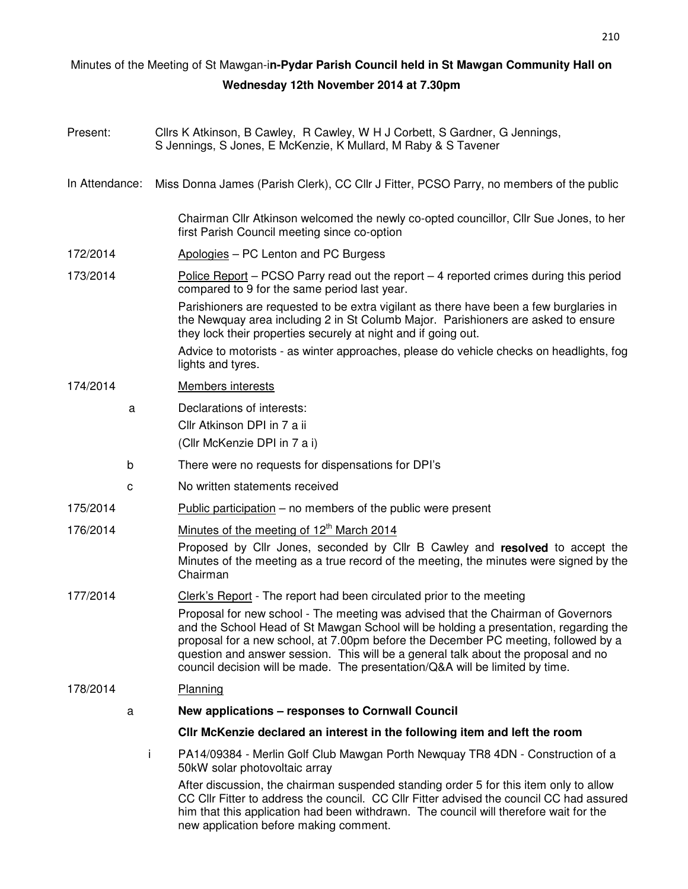# Minutes of the Meeting of St Mawgan-in-Pydar Parish Council held in St Mawgan Community Hall on Wednesday 12th November 2014 at 7.30pm

Present: Cllrs K Atkinson, B Cawley, R Cawley, W H J Corbett, S Gardner, G Jennings, S Jennings, S Jones, E McKenzie, K Mullard, M Raby & S Tavener

In Attendance: Miss Donna James (Parish Clerk), CC Cllr J Fitter, PCSO Parry, no members of the public

Chairman Cllr Atkinson welcomed the newly co-opted councillor, Cllr Sue Jones, to her first Parish Council meeting since co-option

**172/2014** Apologies – PC Lenton and PC Burgess

**173/2014** Police Report – PCSO Parry read out the report – 4 reported crimes during this period compared to 9 for the same period last year.

Parishioners are requested to be extra vigilant as there have been a few burglaries in the Newquay area including 2 in St Columb Major. Parishioners are asked to ensure they lock their properties securely at night and if going out.

Advice to motorists - as winter approaches, please do vehicle checks on headlights, fog lights and tyres.

**174/2014** Members interests

a. Declarations of interests:
   Cllr Atkinson DPI in 7 a ii
   (Cllr McKenzie DPI in 7 a i)

b. There were no requests for dispensations for DPI's

c. No written statements received

**175/2014** Public participation – no members of the public were present

**176/2014** Minutes of the meeting of 12th March 2014

Proposed by Cllr Jones, seconded by Cllr B Cawley and **resolved** to accept the Minutes of the meeting as a true record of the meeting, the minutes were signed by the Chairman

**177/2014** Clerk's Report - The report had been circulated prior to the meeting

Proposal for new school - The meeting was advised that the Chairman of Governors and the School Head of St Mawgan School will be holding a presentation, regarding the proposal for a new school, at 7.00pm before the December PC meeting, followed by a question and answer session. This will be a general talk about the proposal and no council decision will be made. The presentation/Q&A will be limited by time.

**178/2014** Planning

a. **New applications – responses to Cornwall Council**

**Cllr McKenzie declared an interest in the following item and left the room**

i. PA14/09384 - Merlin Golf Club Mawgan Porth Newquay TR8 4DN - Construction of a 50kW solar photovoltaic array

After discussion, the chairman suspended standing order 5 for this item only to allow CC Cllr Fitter to address the council. CC Cllr Fitter advised the council CC had assured him that this application had been withdrawn. The council will therefore wait for the new application before making comment.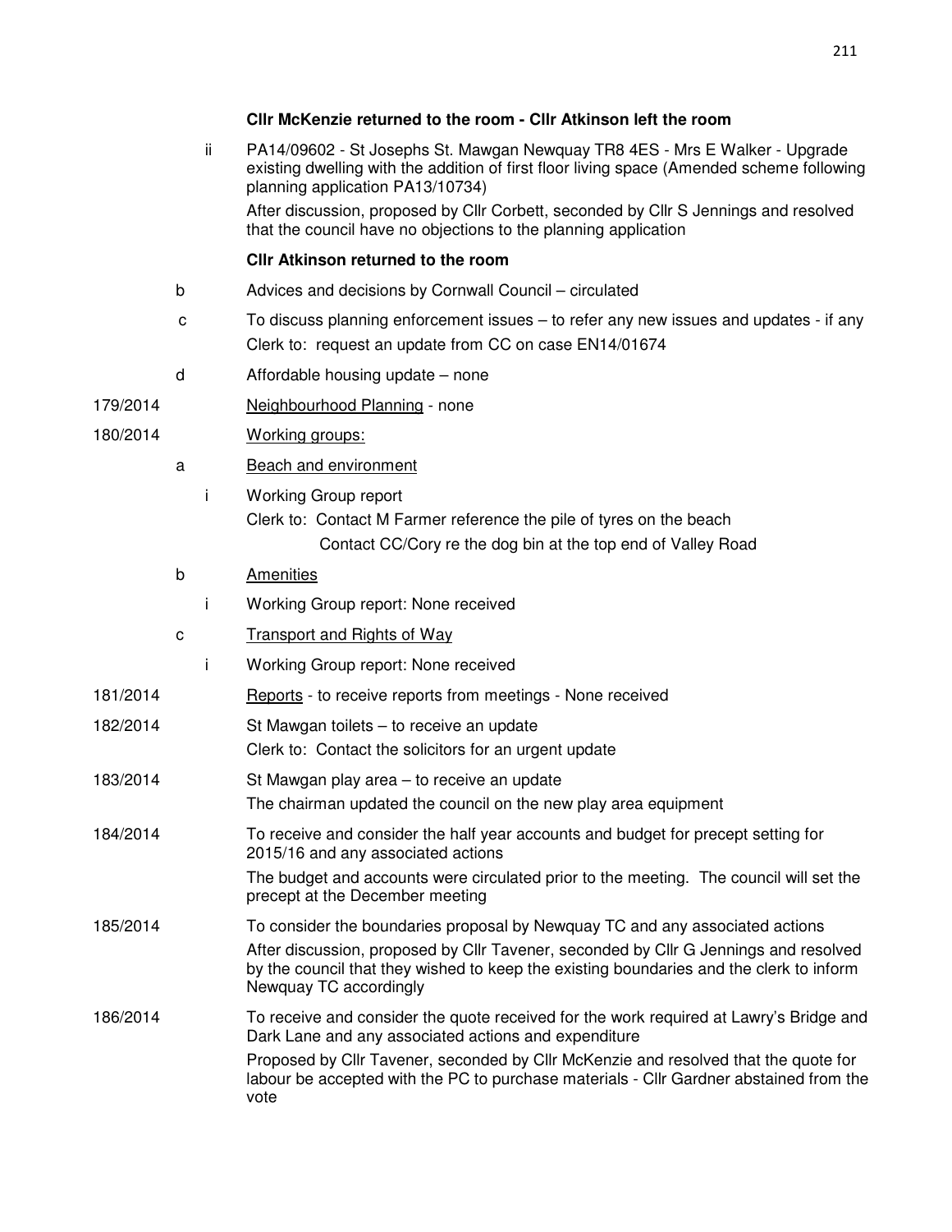**Cllr McKenzie returned to the room - Cllr Atkinson left the room**

ii PA14/09602 - St Josephs St. Mawgan Newquay TR8 4ES - Mrs E Walker - Upgrade existing dwelling with the addition of first floor living space (Amended scheme following planning application PA13/10734)

After discussion, proposed by Cllr Corbett, seconded by Cllr S Jennings and resolved that the council have no objections to the planning application

**Cllr Atkinson returned to the room**

b Advices and decisions by Cornwall Council – circulated

c To discuss planning enforcement issues – to refer any new issues and updates - if any

Clerk to: request an update from CC on case EN14/01674

d Affordable housing update – none

179/2014 Neighbourhood Planning - none

180/2014 Working groups:

a Beach and environment

i Working Group report

Clerk to: Contact M Farmer reference the pile of tyres on the beach

Contact CC/Cory re the dog bin at the top end of Valley Road

b Amenities

i Working Group report: None received

c Transport and Rights of Way

i Working Group report: None received

181/2014 Reports - to receive reports from meetings - None received

182/2014 St Mawgan toilets – to receive an update

Clerk to: Contact the solicitors for an urgent update

183/2014 St Mawgan play area – to receive an update

The chairman updated the council on the new play area equipment

184/2014 To receive and consider the half year accounts and budget for precept setting for 2015/16 and any associated actions

The budget and accounts were circulated prior to the meeting. The council will set the precept at the December meeting

185/2014 To consider the boundaries proposal by Newquay TC and any associated actions

After discussion, proposed by Cllr Tavener, seconded by Cllr G Jennings and resolved by the council that they wished to keep the existing boundaries and the clerk to inform Newquay TC accordingly

186/2014 To receive and consider the quote received for the work required at Lawry's Bridge and Dark Lane and any associated actions and expenditure

Proposed by Cllr Tavener, seconded by Cllr McKenzie and resolved that the quote for labour be accepted with the PC to purchase materials - Cllr Gardner abstained from the vote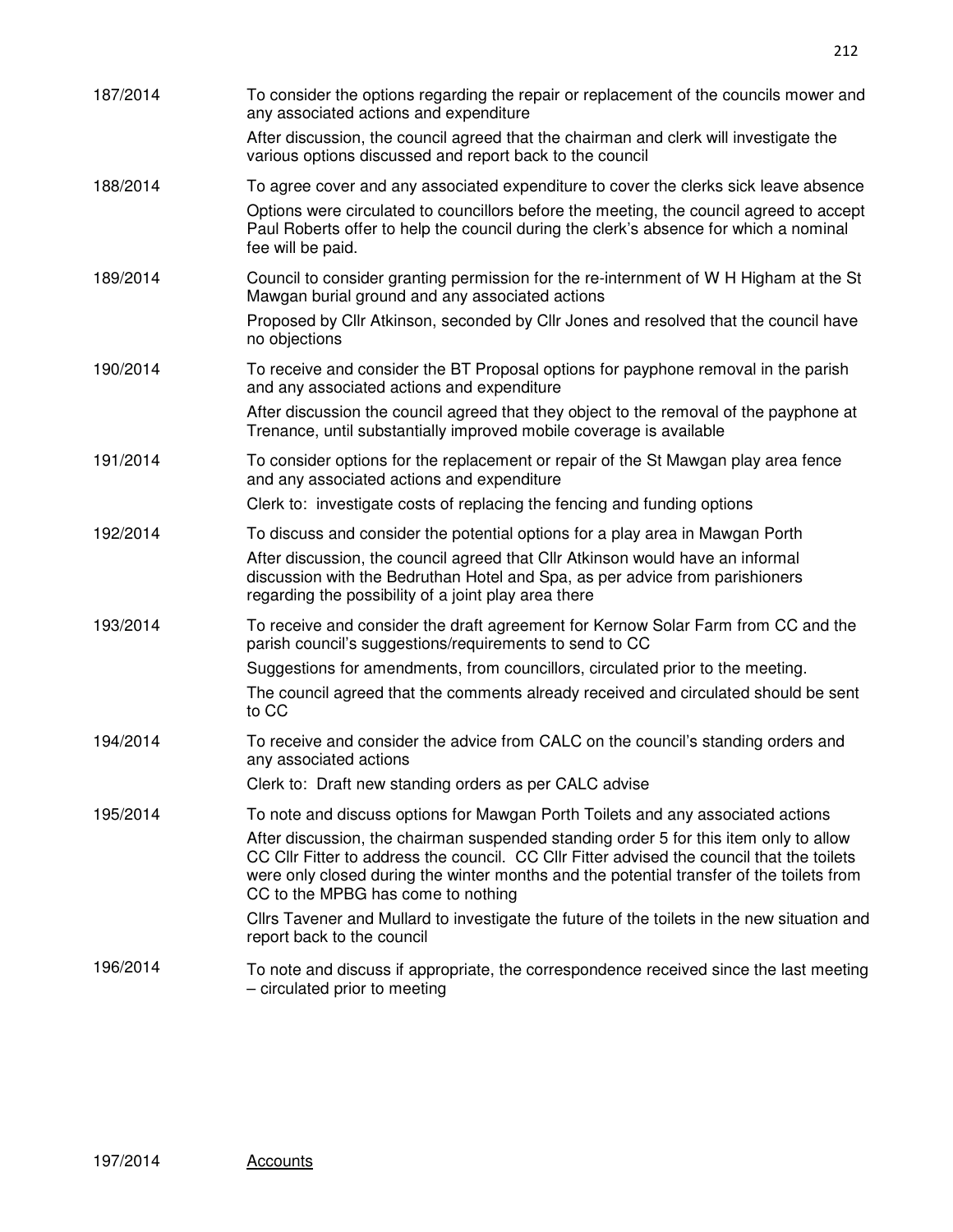**187/2014** To consider the options regarding the repair or replacement of the councils mower and any associated actions and expenditure

After discussion, the council agreed that the chairman and clerk will investigate the various options discussed and report back to the council

**188/2014** To agree cover and any associated expenditure to cover the clerks sick leave absence

Options were circulated to councillors before the meeting, the council agreed to accept Paul Roberts offer to help the council during the clerk's absence for which a nominal fee will be paid.

**189/2014** Council to consider granting permission for the re-internment of W H Higham at the St Mawgan burial ground and any associated actions

Proposed by Cllr Atkinson, seconded by Cllr Jones and resolved that the council have no objections

**190/2014** To receive and consider the BT Proposal options for payphone removal in the parish and any associated actions and expenditure

After discussion the council agreed that they object to the removal of the payphone at Trenance, until substantially improved mobile coverage is available

**191/2014** To consider options for the replacement or repair of the St Mawgan play area fence and any associated actions and expenditure

Clerk to: investigate costs of replacing the fencing and funding options

**192/2014** To discuss and consider the potential options for a play area in Mawgan Porth

After discussion, the council agreed that Cllr Atkinson would have an informal discussion with the Bedruthan Hotel and Spa, as per advice from parishioners regarding the possibility of a joint play area there

**193/2014** To receive and consider the draft agreement for Kernow Solar Farm from CC and the parish council's suggestions/requirements to send to CC

Suggestions for amendments, from councillors, circulated prior to the meeting.

The council agreed that the comments already received and circulated should be sent to CC

**194/2014** To receive and consider the advice from CALC on the council's standing orders and any associated actions

Clerk to: Draft new standing orders as per CALC advise

**195/2014** To note and discuss options for Mawgan Porth Toilets and any associated actions

After discussion, the chairman suspended standing order 5 for this item only to allow CC Cllr Fitter to address the council. CC Cllr Fitter advised the council that the toilets were only closed during the winter months and the potential transfer of the toilets from CC to the MPBG has come to nothing

Cllrs Tavener and Mullard to investigate the future of the toilets in the new situation and report back to the council

**196/2014** To note and discuss if appropriate, the correspondence received since the last meeting – circulated prior to meeting

**197/2014** <u>Accounts</u>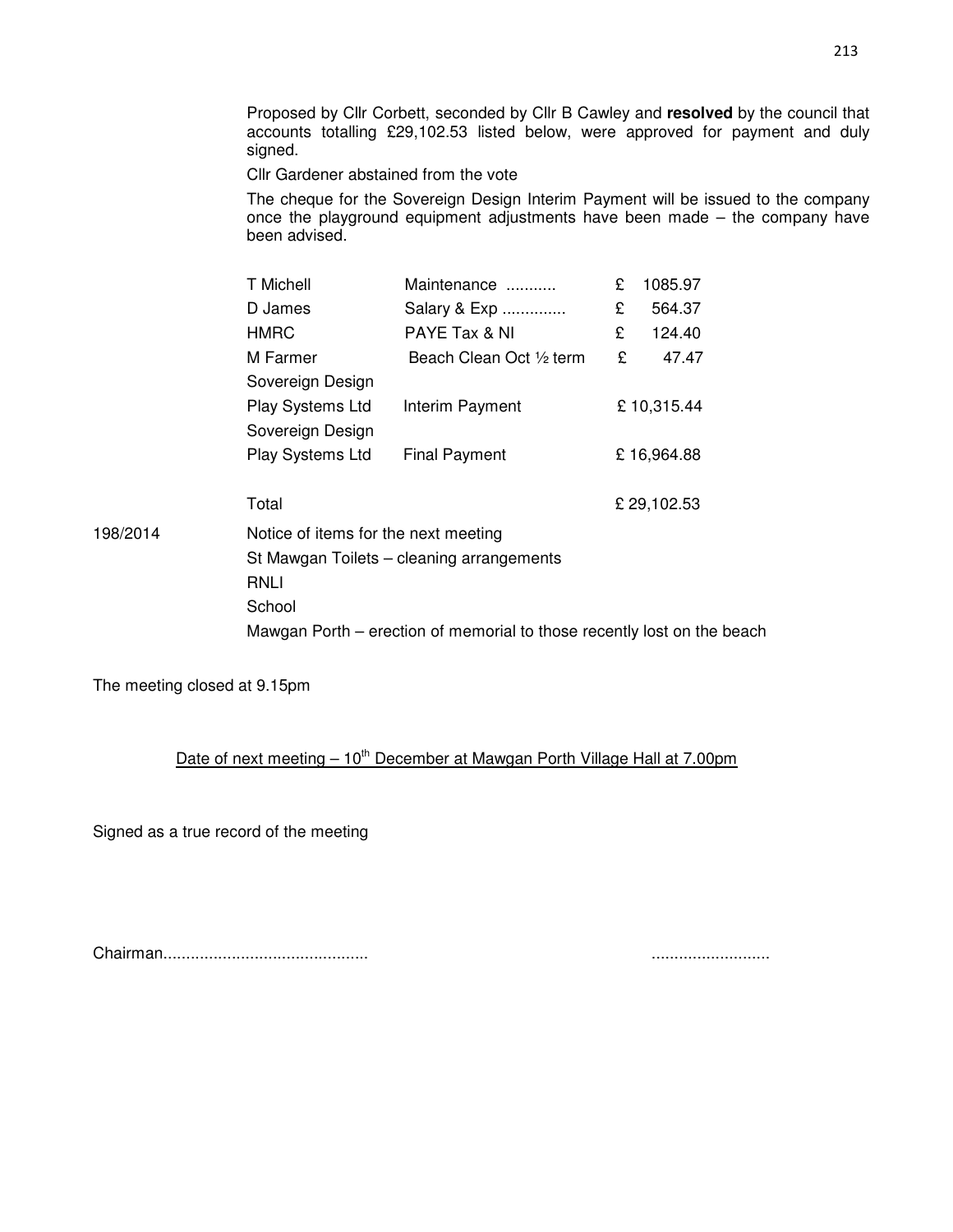Proposed by Cllr Corbett, seconded by Cllr B Cawley and **resolved** by the council that accounts totalling £29,102.53 listed below, were approved for payment and duly signed.

Cllr Gardener abstained from the vote

The cheque for the Sovereign Design Interim Payment will be issued to the company once the playground equipment adjustments have been made – the company have been advised.

| | | |
|---|---|---|
| T Michell | Maintenance ........... | £ 1085.97 |
| D James | Salary & Exp ............. | £ 564.37 |
| HMRC | PAYE Tax & NI | £ 124.40 |
| M Farmer | Beach Clean Oct ½ term | £ 47.47 |
| Sovereign Design Play Systems Ltd | Interim Payment | £ 10,315.44 |
| Sovereign Design Play Systems Ltd | Final Payment | £ 16,964.88 |
| Total | | £ 29,102.53 |

198/2014 Notice of items for the next meeting

St Mawgan Toilets – cleaning arrangements

RNLI

School

Mawgan Porth – erection of memorial to those recently lost on the beach

The meeting closed at 9.15pm

Date of next meeting – 10th December at Mawgan Porth Village Hall at 7.00pm

Signed as a true record of the meeting

Chairman............................................ ..........................